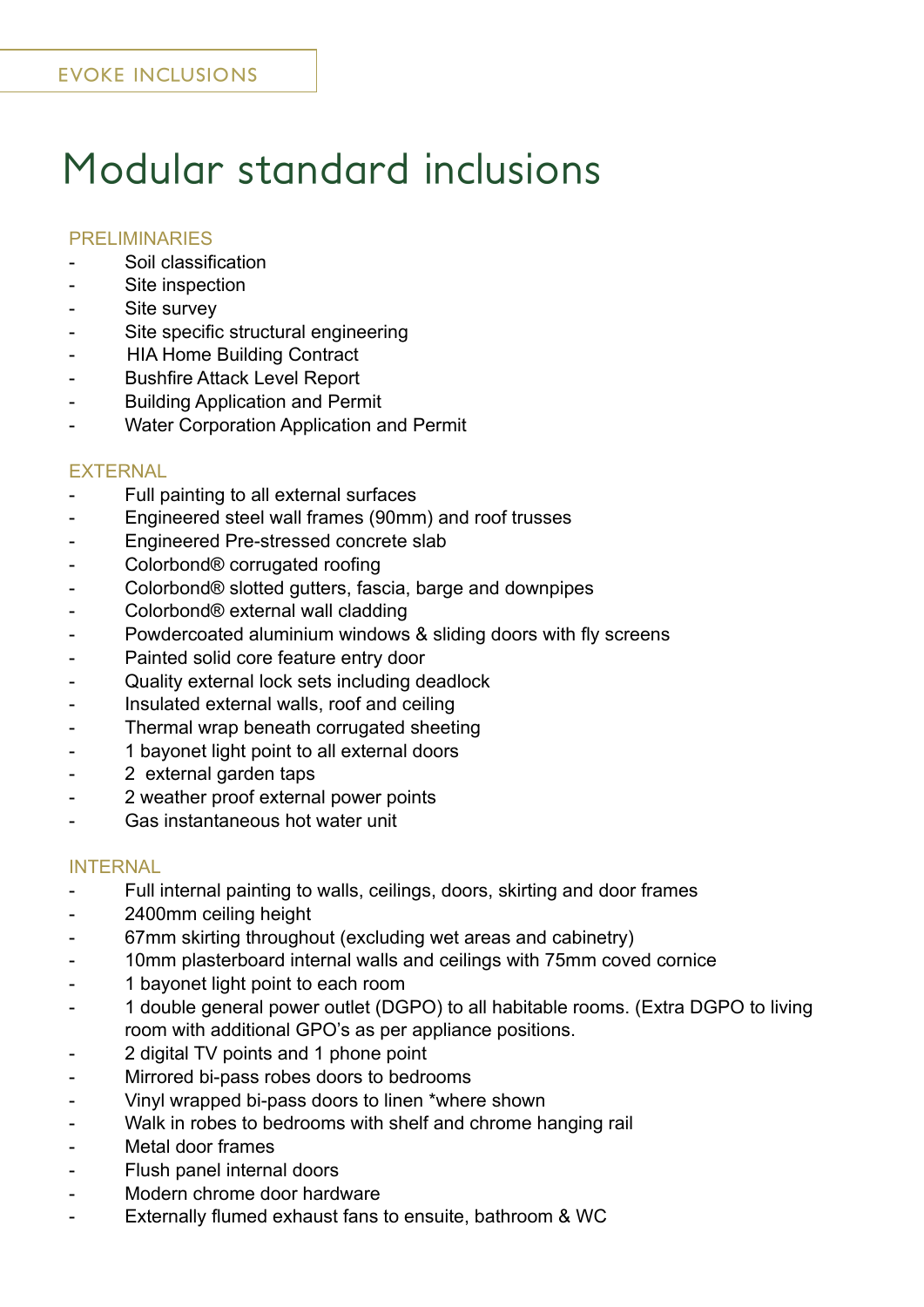EVOKE INCLUSIONS

# Modular standard inclusions

## PRELIMINARIES

- Soil classification
- Site inspection
- Site survey
- Site specific structural engineering
- HIA Home Building Contract
- Bushfire Attack Level Report
- Building Application and Permit
- Water Corporation Application and Permit

## EXTERNAL

- Full painting to all external surfaces
- Engineered steel wall frames (90mm) and roof trusses
- Engineered Pre-stressed concrete slab
- Colorbond® corrugated roofing
- Colorbond® slotted gutters, fascia, barge and downpipes
- Colorbond® external wall cladding
- Powdercoated aluminium windows & sliding doors with fly screens
- Painted solid core feature entry door
- Quality external lock sets including deadlock
- Insulated external walls, roof and ceiling
- Thermal wrap beneath corrugated sheeting
- 1 bayonet light point to all external doors
- 2 external garden taps
- 2 weather proof external power points
- Gas instantaneous hot water unit

## INTERNAL

- Full internal painting to walls, ceilings, doors, skirting and door frames
- 2400mm ceiling height
- 67mm skirting throughout (excluding wet areas and cabinetry)
- 10mm plasterboard internal walls and ceilings with 75mm coved cornice
- 1 bayonet light point to each room
- 1 double general power outlet (DGPO) to all habitable rooms. (Extra DGPO to living room with additional GPO's as per appliance positions.
- 2 digital TV points and 1 phone point
- Mirrored bi-pass robes doors to bedrooms
- Vinyl wrapped bi-pass doors to linen *where shown
- Walk in robes to bedrooms with shelf and chrome hanging rail
- Metal door frames
- Flush panel internal doors
- Modern chrome door hardware
- Externally flumed exhaust fans to ensuite, bathroom & WC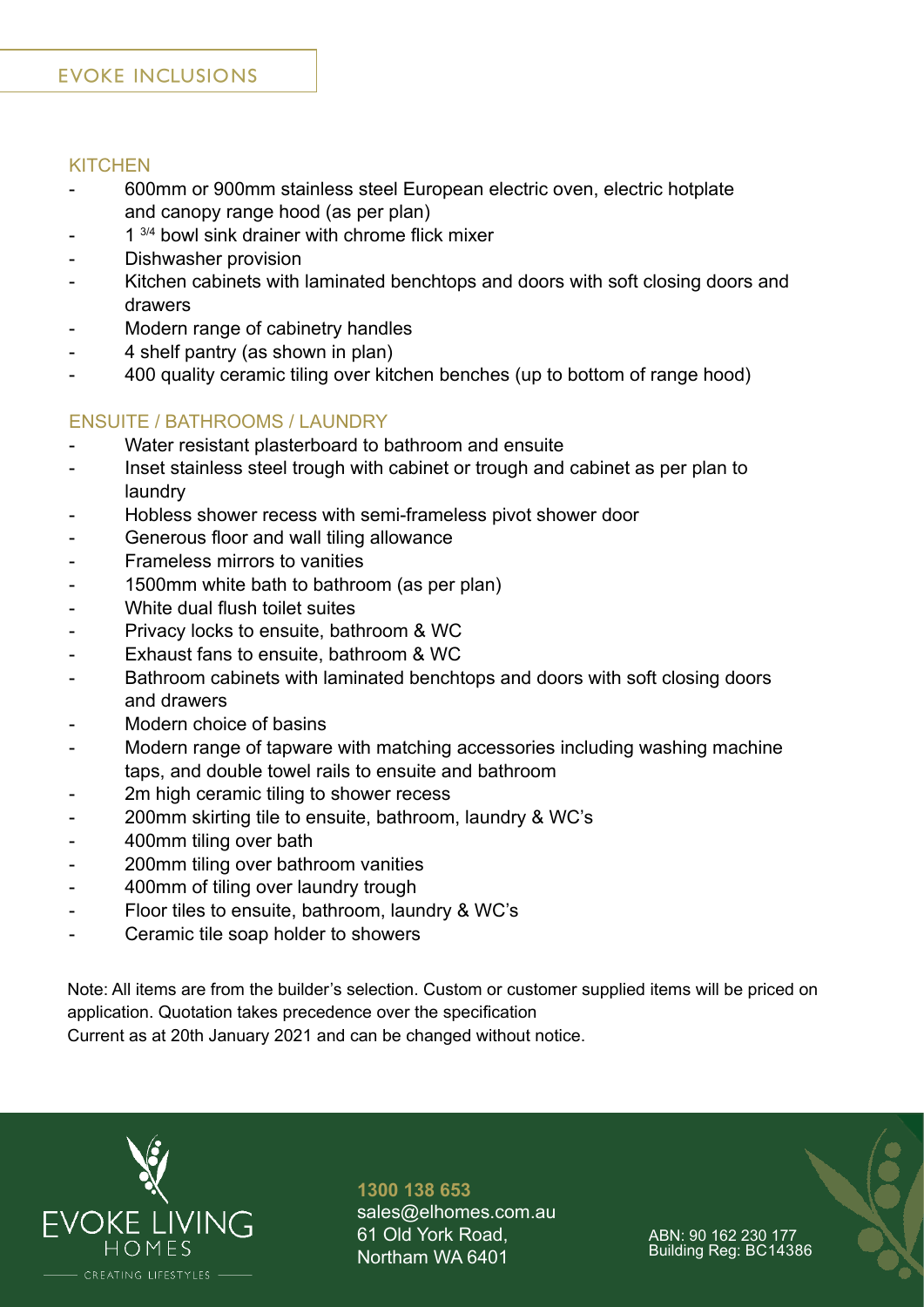## EVOKE INCLUSIONS

### KITCHEN

- 600mm or 900mm stainless steel European electric oven, electric hotplate and canopy range hood (as per plan)
- 1 3/4 bowl sink drainer with chrome flick mixer
- Dishwasher provision
- Kitchen cabinets with laminated benchtops and doors with soft closing doors and drawers
- Modern range of cabinetry handles
- 4 shelf pantry (as shown in plan)
- 400 quality ceramic tiling over kitchen benches (up to bottom of range hood)

### ENSUITE / BATHROOMS / LAUNDRY

- Water resistant plasterboard to bathroom and ensuite
- Inset stainless steel trough with cabinet or trough and cabinet as per plan to laundry
- Hobless shower recess with semi-frameless pivot shower door
- Generous floor and wall tiling allowance
- Frameless mirrors to vanities
- 1500mm white bath to bathroom (as per plan)
- White dual flush toilet suites
- Privacy locks to ensuite, bathroom & WC
- Exhaust fans to ensuite, bathroom & WC
- Bathroom cabinets with laminated benchtops and doors with soft closing doors and drawers
- Modern choice of basins
- Modern range of tapware with matching accessories including washing machine taps, and double towel rails to ensuite and bathroom
- 2m high ceramic tiling to shower recess
- 200mm skirting tile to ensuite, bathroom, laundry & WC's
- 400mm tiling over bath
- 200mm tiling over bathroom vanities
- 400mm of tiling over laundry trough
- Floor tiles to ensuite, bathroom, laundry & WC's
- Ceramic tile soap holder to showers

Note: All items are from the builder's selection. Custom or customer supplied items will be priced on application. Quotation takes precedence over the specification
Current as at 20th January 2021 and can be changed without notice.

EVOKE LIVING HOMES
CREATING LIFESTYLES

**1300 138 653**
sales@elhomes.com.au
61 Old York Road,
Northam WA 6401

ABN: 90 162 230 177
Building Reg: BC14386